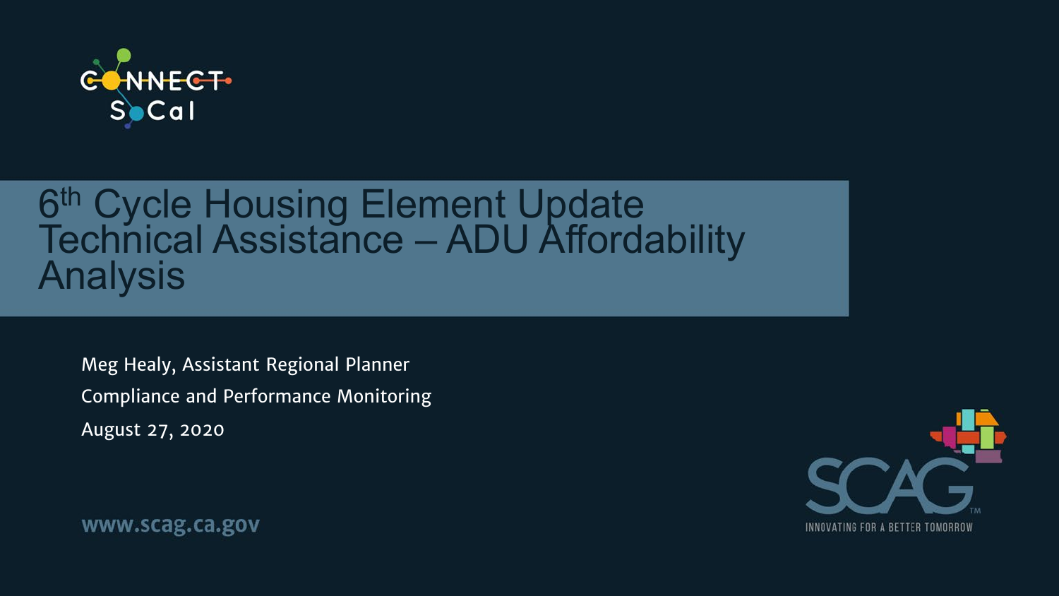CONNECT SoCal

# 6th Cycle Housing Element Update Technical Assistance – ADU Affordability Analysis

Meg Healy, Assistant Regional Planner

Compliance and Performance Monitoring

August 27, 2020

www.scag.ca.gov

SCAG™ INNOVATING FOR A BETTER TOMORROW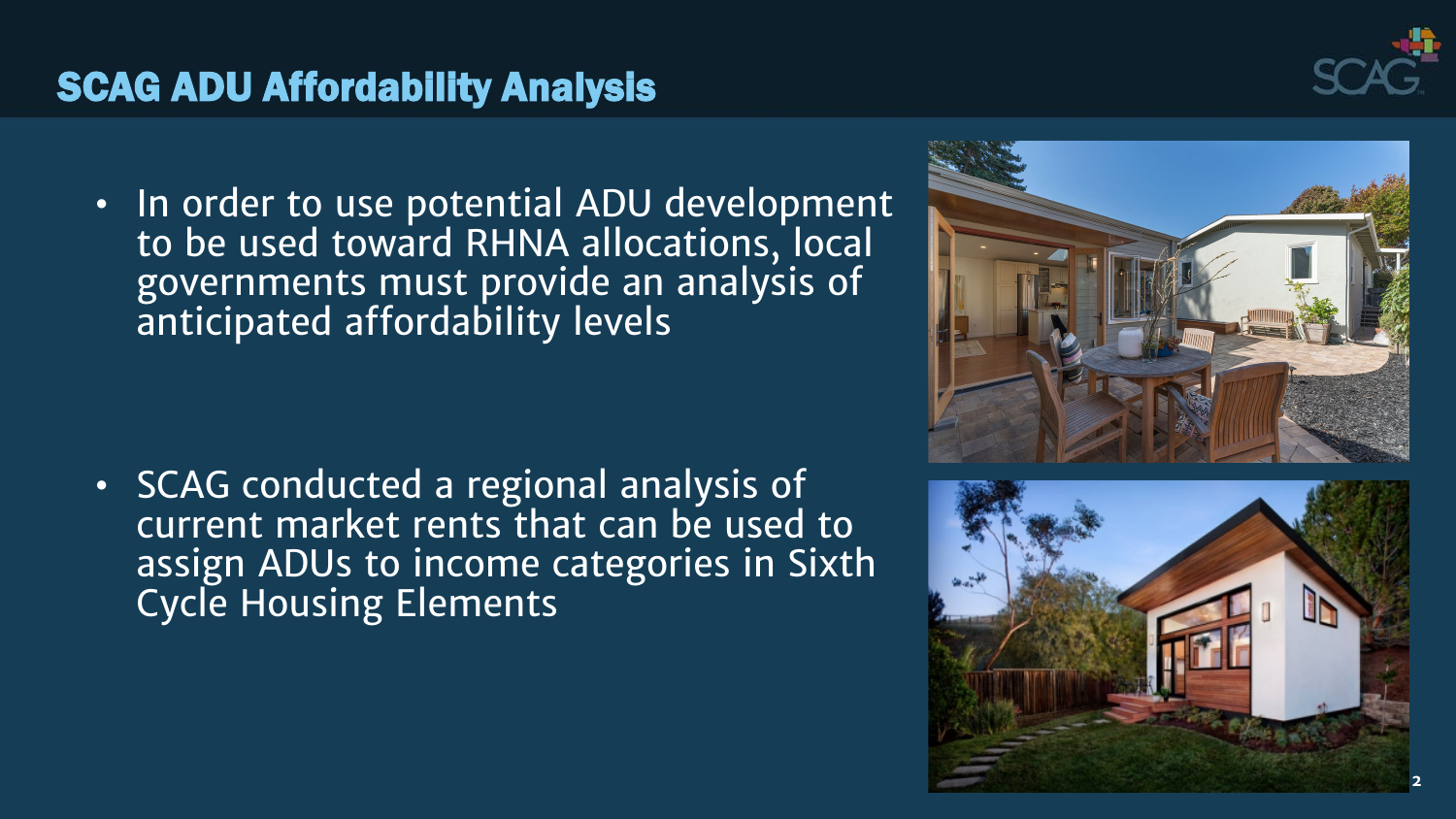# SCAG ADU Affordability Analysis

- In order to use potential ADU development to be used toward RHNA allocations, local governments must provide an analysis of anticipated affordability levels

- SCAG conducted a regional analysis of current market rents that can be used to assign ADUs to income categories in Sixth Cycle Housing Elements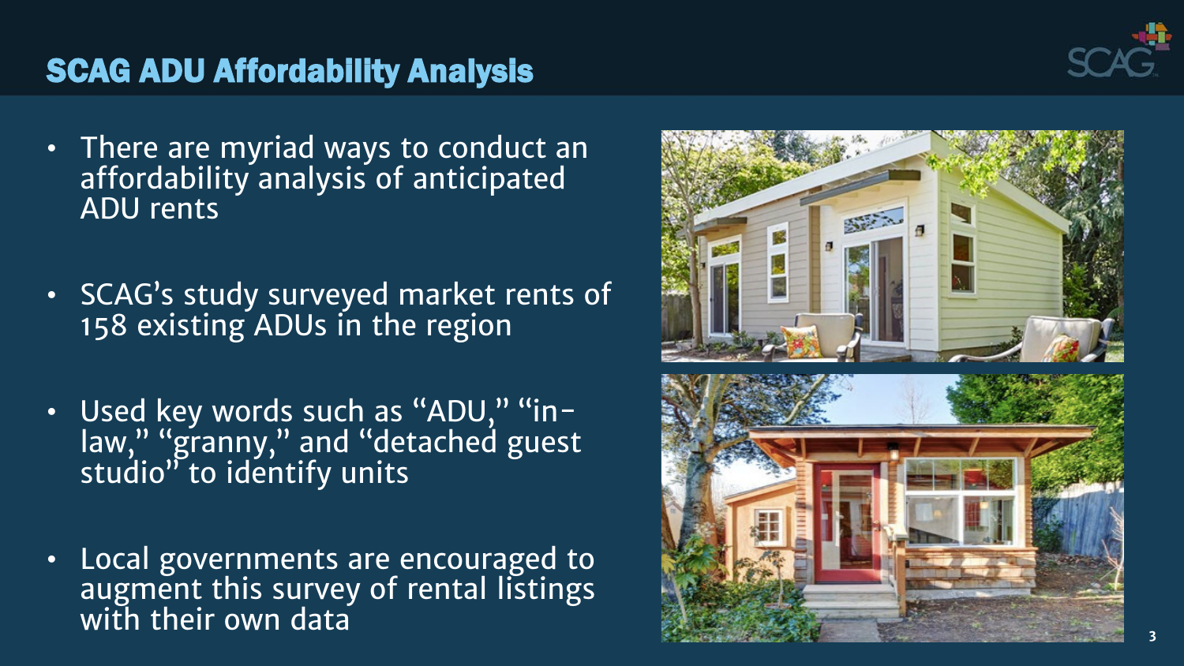# SCAG ADU Affordability Analysis

- There are myriad ways to conduct an affordability analysis of anticipated ADU rents
- SCAG's study surveyed market rents of 158 existing ADUs in the region
- Used key words such as "ADU," "in-law," "granny," and "detached guest studio" to identify units
- Local governments are encouraged to augment this survey of rental listings with their own data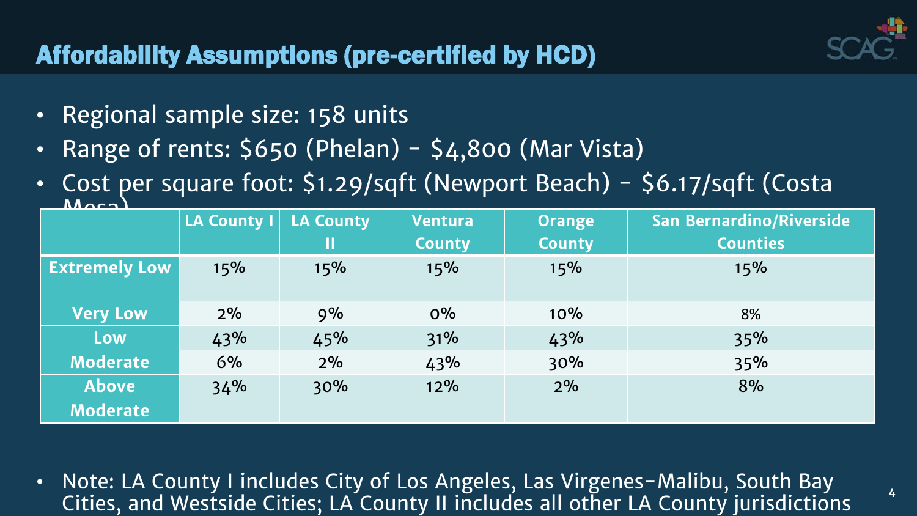## Affordability Assumptions (pre-certified by HCD)

- Regional sample size: 158 units
- Range of rents: $650 (Phelan) - $4,800 (Mar Vista)
- Cost per square foot: $1.29/sqft (Newport Beach) - $6.17/sqft (Costa Mesa)

| | LA County I | LA County II | Ventura County | Orange County | San Bernardino/Riverside Counties |
|---|---|---|---|---|---|
| Extremely Low | 15% | 15% | 15% | 15% | 15% |
| Very Low | 2% | 9% | 0% | 10% | 8% |
| Low | 43% | 45% | 31% | 43% | 35% |
| Moderate | 6% | 2% | 43% | 30% | 35% |
| Above Moderate | 34% | 30% | 12% | 2% | 8% |

- Note: LA County I includes City of Los Angeles, Las Virgenes-Malibu, South Bay Cities, and Westside Cities; LA County II includes all other LA County jurisdictions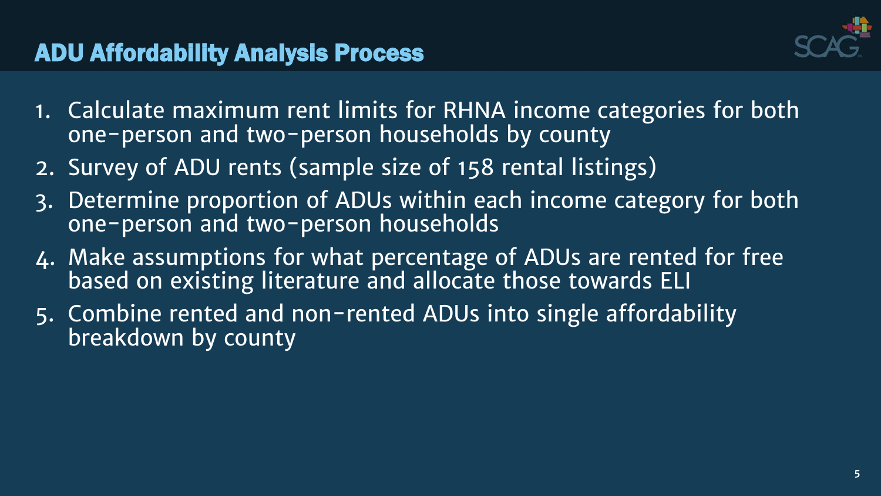# ADU Affordability Analysis Process

1. Calculate maximum rent limits for RHNA income categories for both one-person and two-person households by county
2. Survey of ADU rents (sample size of 158 rental listings)
3. Determine proportion of ADUs within each income category for both one-person and two-person households
4. Make assumptions for what percentage of ADUs are rented for free based on existing literature and allocate those towards ELI
5. Combine rented and non-rented ADUs into single affordability breakdown by county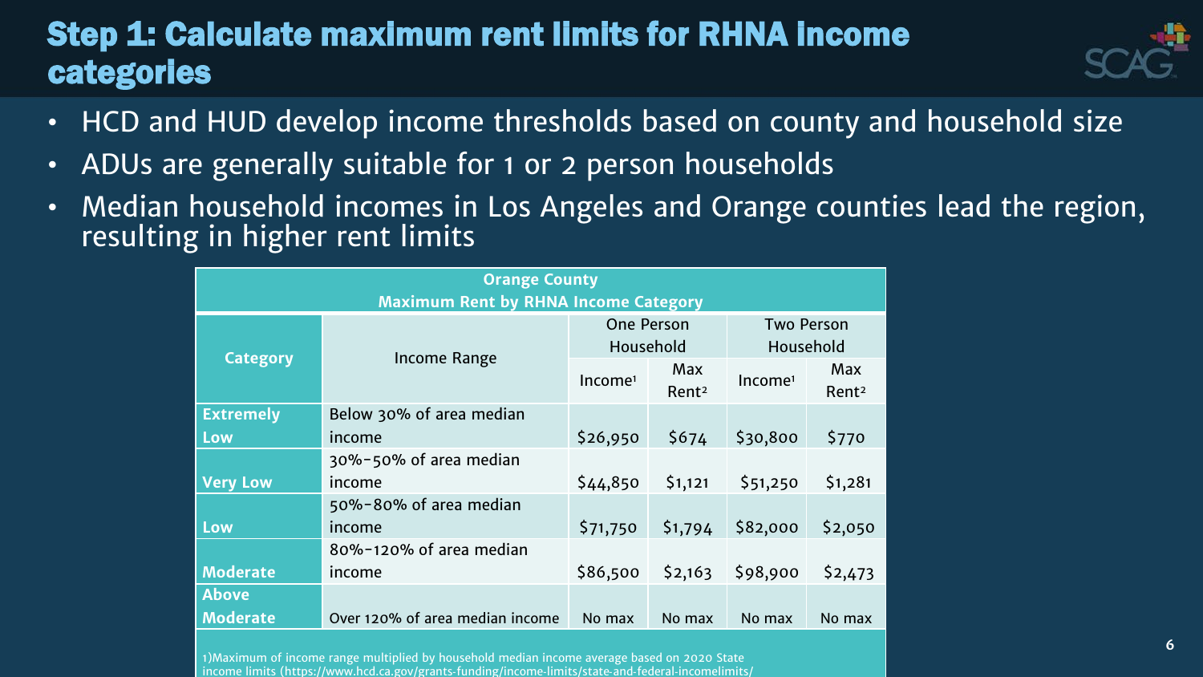# Step 1: Calculate maximum rent limits for RHNA income categories

- HCD and HUD develop income thresholds based on county and household size
- ADUs are generally suitable for 1 or 2 person households
- Median household incomes in Los Angeles and Orange counties lead the region, resulting in higher rent limits

**Orange County**
**Maximum Rent by RHNA Income Category**

| Category | Income Range | One Person Household | | Two Person Household | |
|---|---|---|---|---|---|
| | | Income[1] | Max Rent[2] | Income[1] | Max Rent[2] |
| **Extremely Low** | Below 30% of area median income | $26,950 | $674 | $30,800 | $770 |
| **Very Low** | 30%-50% of area median income | $44,850 | $1,121 | $51,250 | $1,281 |
| **Low** | 50%-80% of area median income | $71,750 | $1,794 | $82,000 | $2,050 |
| **Moderate** | 80%-120% of area median income | $86,500 | $2,163 | $98,900 | $2,473 |
| **Above Moderate** | Over 120% of area median income | No max | No max | No max | No max |

1)Maximum of income range multiplied by household median income average based on 2020 State income limits (https://www.hcd.ca.gov/grants-funding/income-limits/state-and-federal-incomelimits/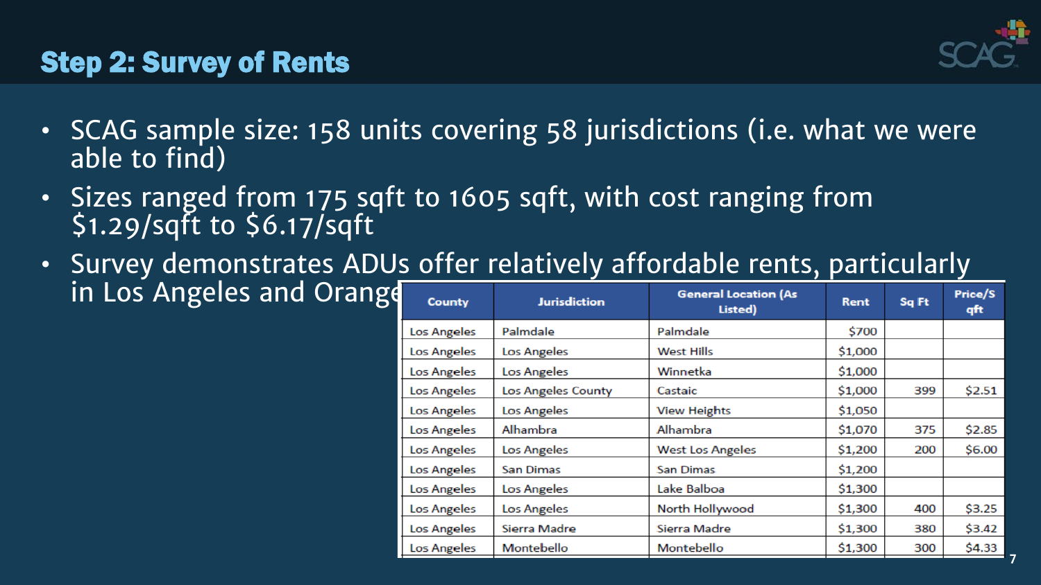## Step 2: Survey of Rents

- SCAG sample size: 158 units covering 58 jurisdictions (i.e. what we were able to find)
- Sizes ranged from 175 sqft to 1605 sqft, with cost ranging from $1.29/sqft to $6.17/sqft
- Survey demonstrates ADUs offer relatively affordable rents, particularly in Los Angeles and Orange

| County | Jurisdiction | General Location (As Listed) | Rent | Sq Ft | Price/Sqft |
|---|---|---|---|---|---|
| Los Angeles | Palmdale | Palmdale | $700 | | |
| Los Angeles | Los Angeles | West Hills | $1,000 | | |
| Los Angeles | Los Angeles | Winnetka | $1,000 | | |
| Los Angeles | Los Angeles County | Castaic | $1,000 | 399 | $2.51 |
| Los Angeles | Los Angeles | View Heights | $1,050 | | |
| Los Angeles | Alhambra | Alhambra | $1,070 | 375 | $2.85 |
| Los Angeles | Los Angeles | West Los Angeles | $1,200 | 200 | $6.00 |
| Los Angeles | San Dimas | San Dimas | $1,200 | | |
| Los Angeles | Los Angeles | Lake Balboa | $1,300 | | |
| Los Angeles | Los Angeles | North Hollywood | $1,300 | 400 | $3.25 |
| Los Angeles | Sierra Madre | Sierra Madre | $1,300 | 380 | $3.42 |
| Los Angeles | Montebello | Montebello | $1,300 | 300 | $4.33 |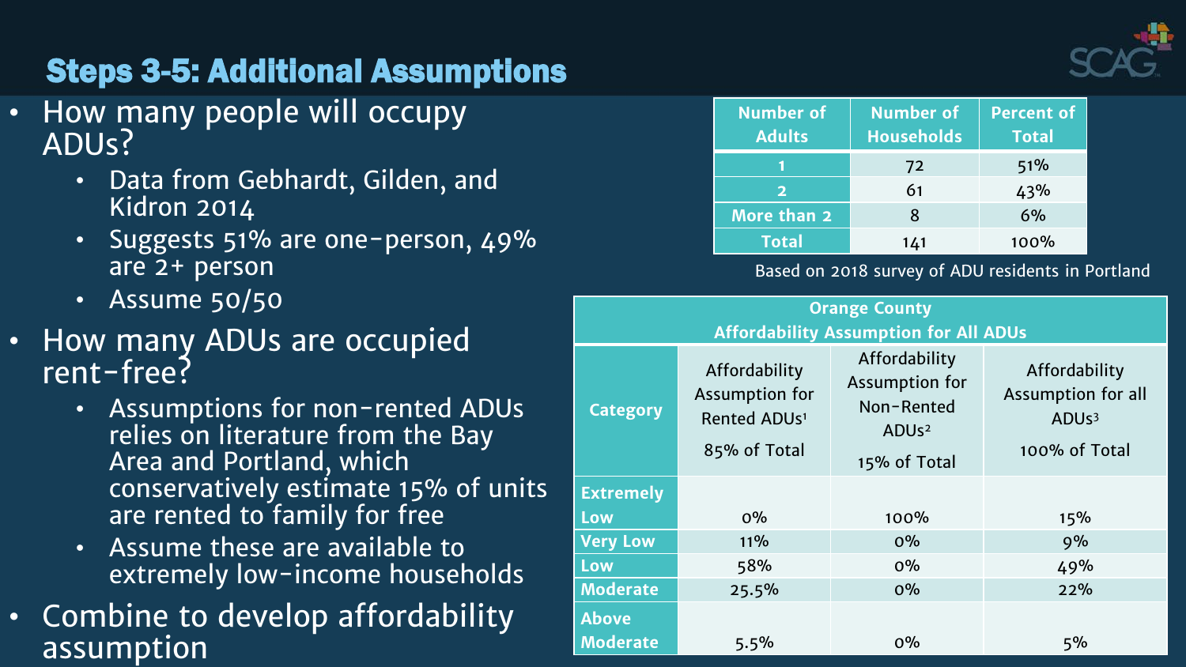## Steps 3-5: Additional Assumptions

- How many people will occupy ADUs?
  - Data from Gebhardt, Gilden, and Kidron 2014
  - Suggests 51% are one-person, 49% are 2+ person
  - Assume 50/50
- How many ADUs are occupied rent-free?
  - Assumptions for non-rented ADUs relies on literature from the Bay Area and Portland, which conservatively estimate 15% of units are rented to family for free
  - Assume these are available to extremely low-income households
- Combine to develop affordability assumption

| Number of Adults | Number of Households | Percent of Total |
|---|---|---|
| 1 | 72 | 51% |
| 2 | 61 | 43% |
| More than 2 | 8 | 6% |
| Total | 141 | 100% |

Based on 2018 survey of ADU residents in Portland

| Orange County Affordability Assumption for All ADUs | | | |
|---|---|---|---|
| Category | Affordability Assumption for Rented ADUs[1] 85% of Total | Affordability Assumption for Non-Rented ADUs[2] 15% of Total | Affordability Assumption for all ADUs[3] 100% of Total |
| Extremely Low | 0% | 100% | 15% |
| Very Low | 11% | 0% | 9% |
| Low | 58% | 0% | 49% |
| Moderate | 25.5% | 0% | 22% |
| Above Moderate | 5.5% | 0% | 5% |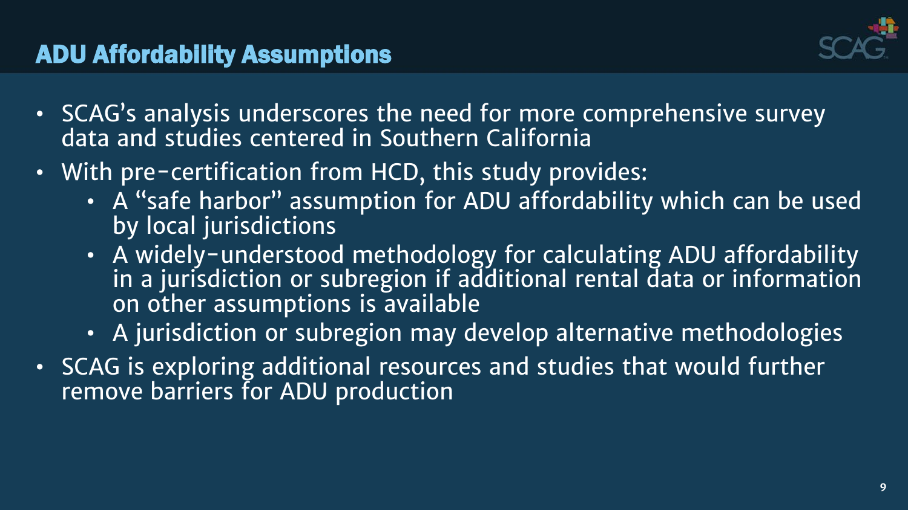## ADU Affordability Assumptions

- SCAG's analysis underscores the need for more comprehensive survey data and studies centered in Southern California
- With pre-certification from HCD, this study provides:
  - A "safe harbor" assumption for ADU affordability which can be used by local jurisdictions
  - A widely-understood methodology for calculating ADU affordability in a jurisdiction or subregion if additional rental data or information on other assumptions is available
  - A jurisdiction or subregion may develop alternative methodologies
- SCAG is exploring additional resources and studies that would further remove barriers for ADU production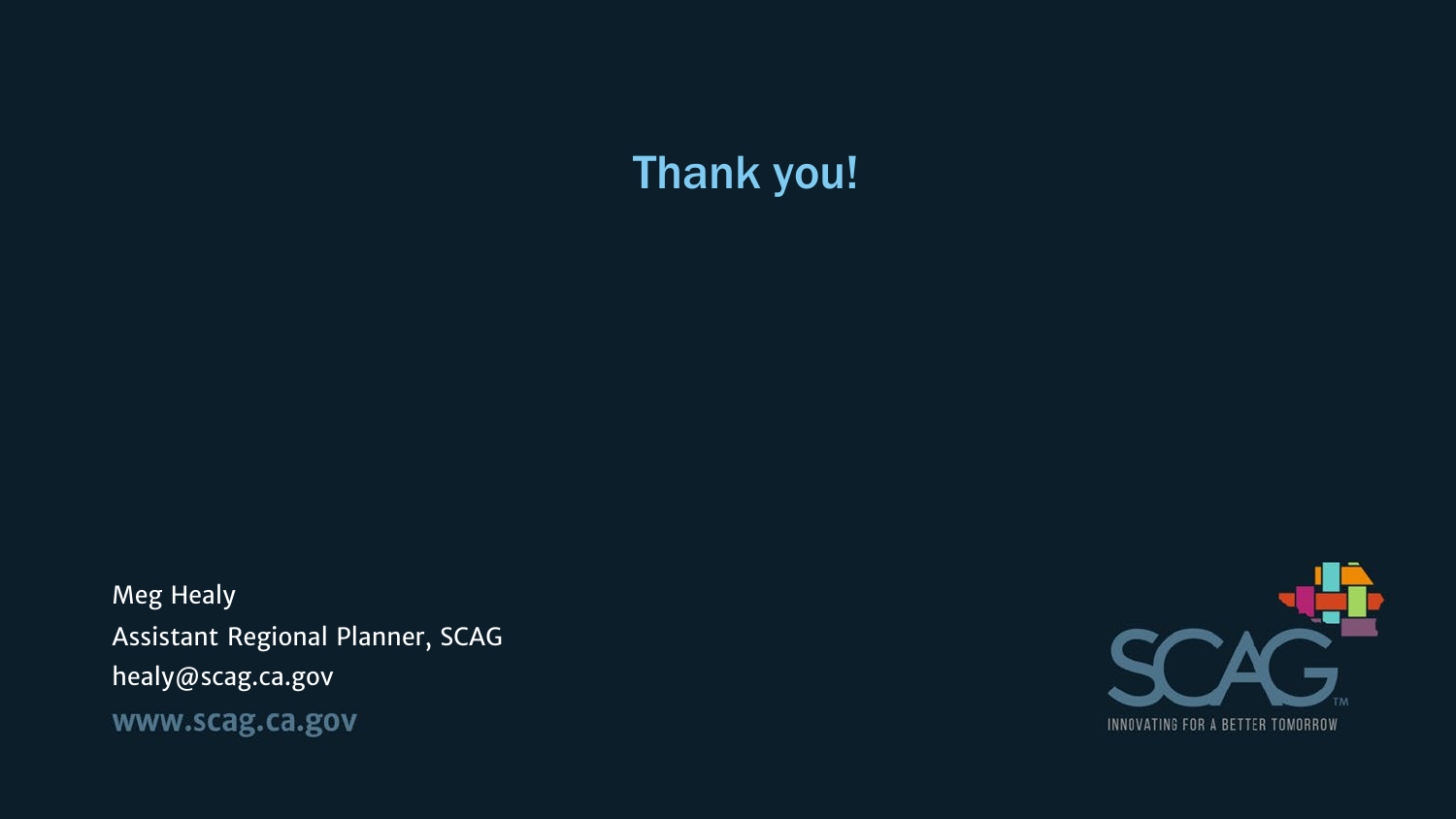# Thank you!

Meg Healy
Assistant Regional Planner, SCAG
healy@scag.ca.gov
www.scag.ca.gov

SCAG™
INNOVATING FOR A BETTER TOMORROW